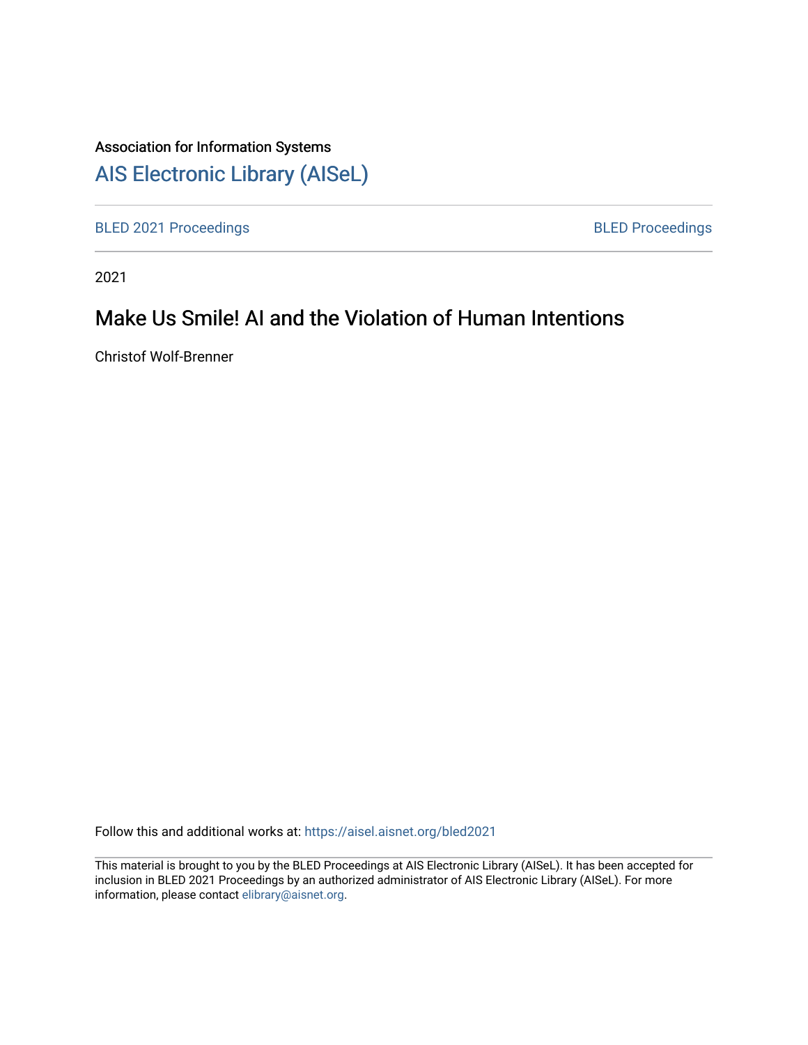Association for Information Systems

# AIS Electronic Library (AISeL)

BLED 2021 Proceedings | BLED Proceedings

2021

## Make Us Smile! AI and the Violation of Human Intentions

Christof Wolf-Brenner

Follow this and additional works at: https://aisel.aisnet.org/bled2021

This material is brought to you by the BLED Proceedings at AIS Electronic Library (AISeL). It has been accepted for inclusion in BLED 2021 Proceedings by an authorized administrator of AIS Electronic Library (AISeL). For more information, please contact elibrary@aisnet.org.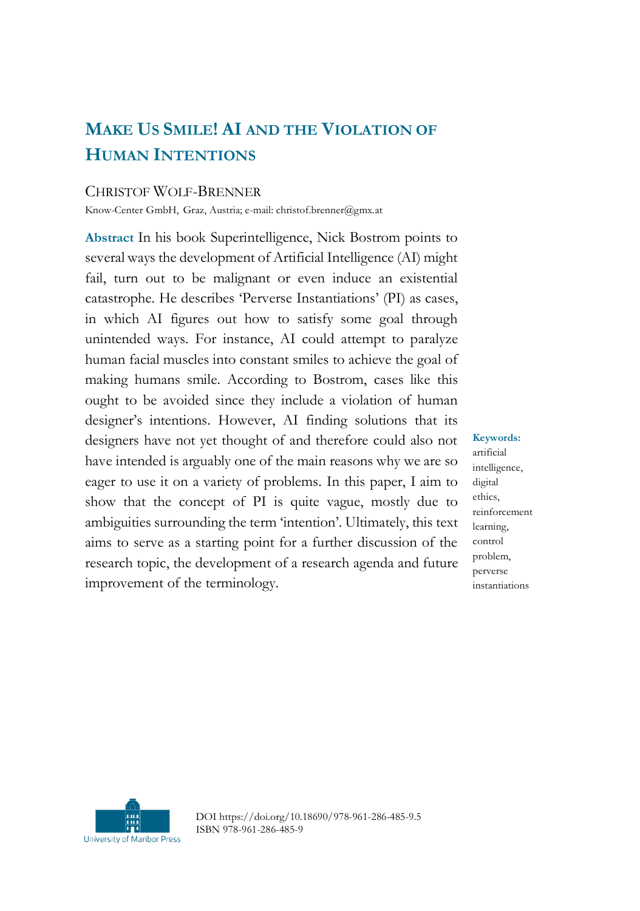# Make Us Smile! AI and the Violation of Human Intentions

Christof Wolf-Brenner

Know-Center GmbH, Graz, Austria; e-mail: christof.brenner@gmx.at

**Abstract** In his book Superintelligence, Nick Bostrom points to several ways the development of Artificial Intelligence (AI) might fail, turn out to be malignant or even induce an existential catastrophe. He describes 'Perverse Instantiations' (PI) as cases, in which AI figures out how to satisfy some goal through unintended ways. For instance, AI could attempt to paralyze human facial muscles into constant smiles to achieve the goal of making humans smile. According to Bostrom, cases like this ought to be avoided since they include a violation of human designer's intentions. However, AI finding solutions that its designers have not yet thought of and therefore could also not have intended is arguably one of the main reasons why we are so eager to use it on a variety of problems. In this paper, I aim to show that the concept of PI is quite vague, mostly due to ambiguities surrounding the term 'intention'. Ultimately, this text aims to serve as a starting point for a further discussion of the research topic, the development of a research agenda and future improvement of the terminology.

**Keywords:** artificial intelligence, digital ethics, reinforcement learning, control problem, perverse instantiations

DOI https://doi.org/10.18690/978-961-286-485-9.5
ISBN 978-961-286-485-9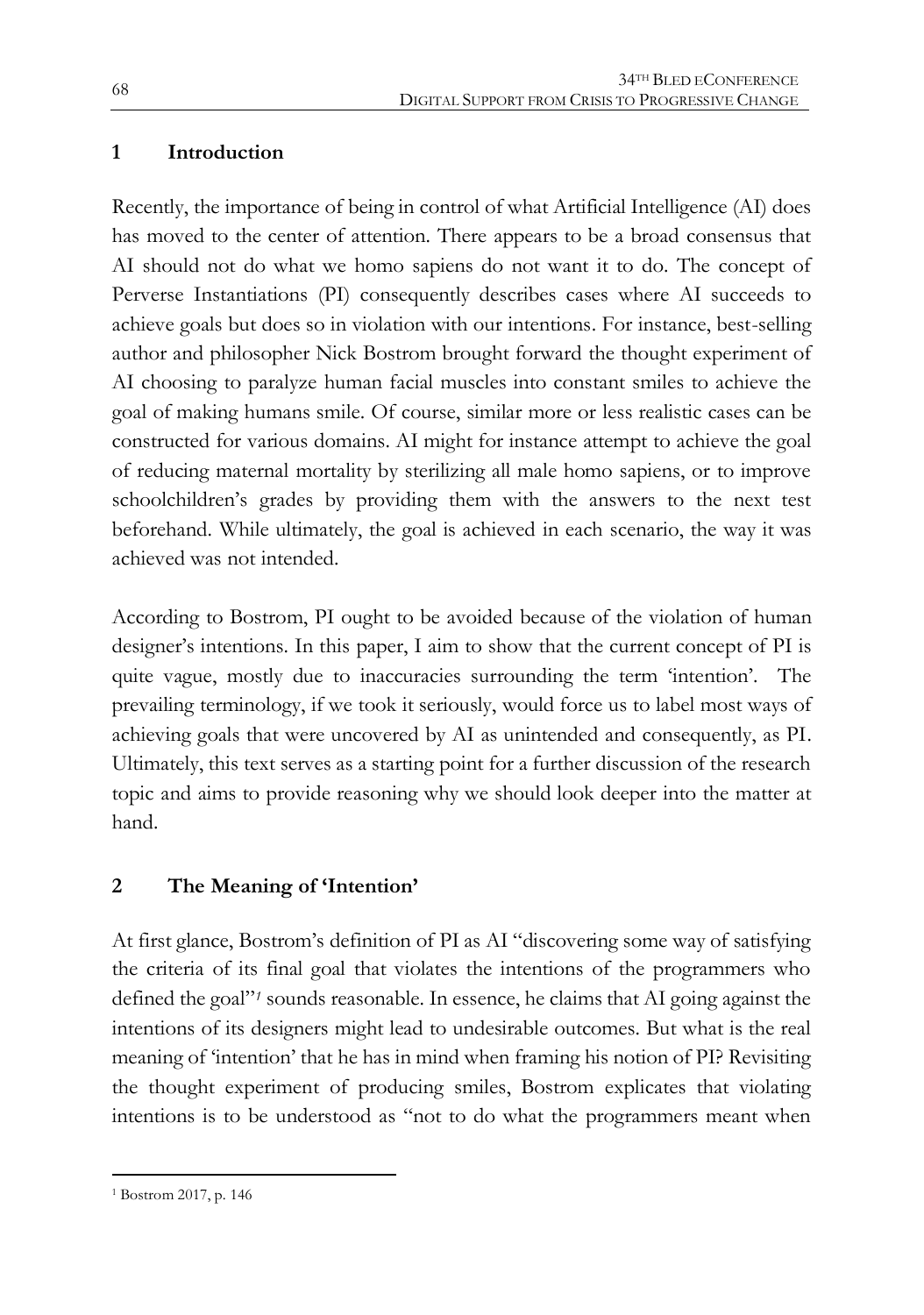## 1 Introduction

Recently, the importance of being in control of what Artificial Intelligence (AI) does has moved to the center of attention. There appears to be a broad consensus that AI should not do what we homo sapiens do not want it to do. The concept of Perverse Instantiations (PI) consequently describes cases where AI succeeds to achieve goals but does so in violation with our intentions. For instance, best-selling author and philosopher Nick Bostrom brought forward the thought experiment of AI choosing to paralyze human facial muscles into constant smiles to achieve the goal of making humans smile. Of course, similar more or less realistic cases can be constructed for various domains. AI might for instance attempt to achieve the goal of reducing maternal mortality by sterilizing all male homo sapiens, or to improve schoolchildren's grades by providing them with the answers to the next test beforehand. While ultimately, the goal is achieved in each scenario, the way it was achieved was not intended.

According to Bostrom, PI ought to be avoided because of the violation of human designer's intentions. In this paper, I aim to show that the current concept of PI is quite vague, mostly due to inaccuracies surrounding the term 'intention'. The prevailing terminology, if we took it seriously, would force us to label most ways of achieving goals that were uncovered by AI as unintended and consequently, as PI. Ultimately, this text serves as a starting point for a further discussion of the research topic and aims to provide reasoning why we should look deeper into the matter at hand.

## 2 The Meaning of 'Intention'

At first glance, Bostrom's definition of PI as AI "discovering some way of satisfying the criteria of its final goal that violates the intentions of the programmers who defined the goal"[1] sounds reasonable. In essence, he claims that AI going against the intentions of its designers might lead to undesirable outcomes. But what is the real meaning of 'intention' that he has in mind when framing his notion of PI? Revisiting the thought experiment of producing smiles, Bostrom explicates that violating intentions is to be understood as "not to do what the programmers meant when

[1] Bostrom 2017, p. 146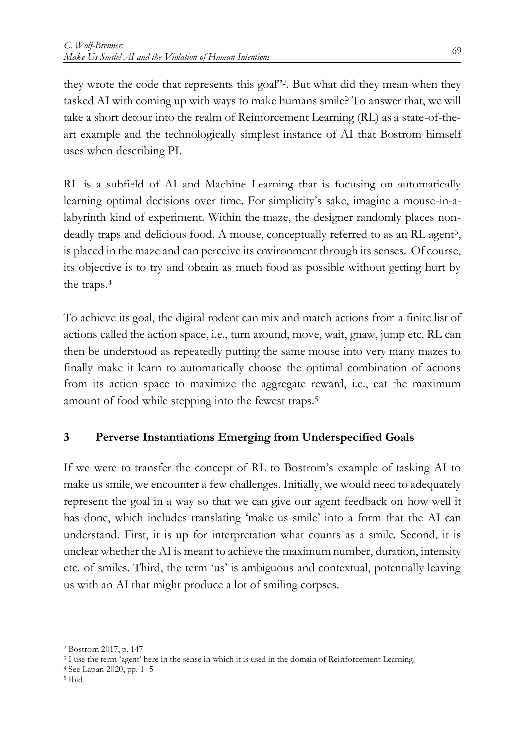they wrote the code that represents this goal"[2]. But what did they mean when they tasked AI with coming up with ways to make humans smile? To answer that, we will take a short detour into the realm of Reinforcement Learning (RL) as a state-of-the-art example and the technologically simplest instance of AI that Bostrom himself uses when describing PI.

RL is a subfield of AI and Machine Learning that is focusing on automatically learning optimal decisions over time. For simplicity's sake, imagine a mouse-in-a-labyrinth kind of experiment. Within the maze, the designer randomly places non-deadly traps and delicious food. A mouse, conceptually referred to as an RL agent[3], is placed in the maze and can perceive its environment through its senses. Of course, its objective is to try and obtain as much food as possible without getting hurt by the traps.[4]

To achieve its goal, the digital rodent can mix and match actions from a finite list of actions called the action space, i.e., turn around, move, wait, gnaw, jump etc. RL can then be understood as repeatedly putting the same mouse into very many mazes to finally make it learn to automatically choose the optimal combination of actions from its action space to maximize the aggregate reward, i.e., eat the maximum amount of food while stepping into the fewest traps.[5]

## 3 Perverse Instantiations Emerging from Underspecified Goals

If we were to transfer the concept of RL to Bostrom's example of tasking AI to make us smile, we encounter a few challenges. Initially, we would need to adequately represent the goal in a way so that we can give our agent feedback on how well it has done, which includes translating 'make us smile' into a form that the AI can understand. First, it is up for interpretation what counts as a smile. Second, it is unclear whether the AI is meant to achieve the maximum number, duration, intensity etc. of smiles. Third, the term 'us' is ambiguous and contextual, potentially leaving us with an AI that might produce a lot of smiling corpses.

---

[2] Bostrom 2017, p. 147

[3] I use the term 'agent' here in the sense in which it is used in the domain of Reinforcement Learning.

[4] See Lapan 2020, pp. 1–5

[5] Ibid.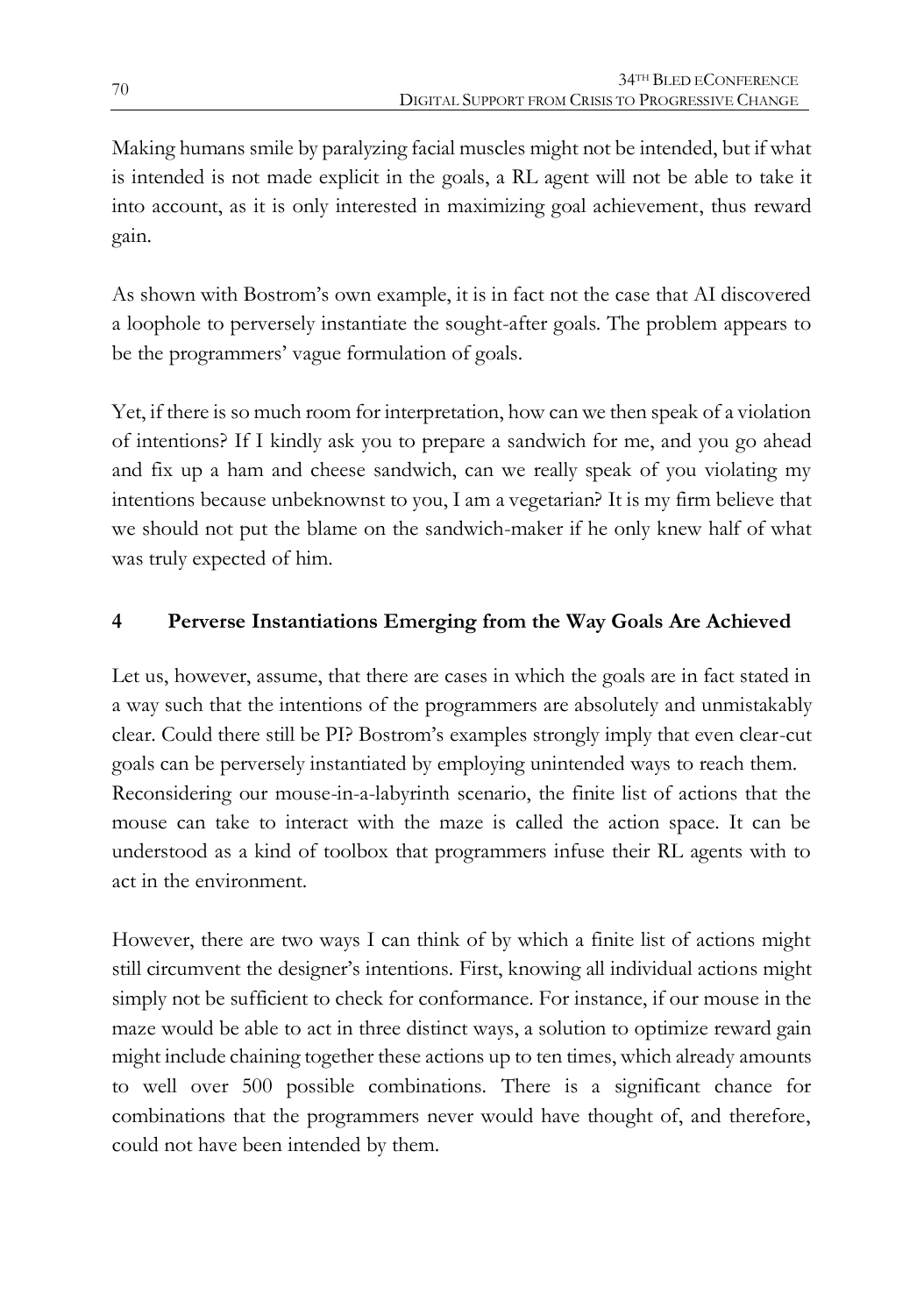Making humans smile by paralyzing facial muscles might not be intended, but if what is intended is not made explicit in the goals, a RL agent will not be able to take it into account, as it is only interested in maximizing goal achievement, thus reward gain.

As shown with Bostrom's own example, it is in fact not the case that AI discovered a loophole to perversely instantiate the sought-after goals. The problem appears to be the programmers' vague formulation of goals.

Yet, if there is so much room for interpretation, how can we then speak of a violation of intentions? If I kindly ask you to prepare a sandwich for me, and you go ahead and fix up a ham and cheese sandwich, can we really speak of you violating my intentions because unbeknownst to you, I am a vegetarian? It is my firm believe that we should not put the blame on the sandwich-maker if he only knew half of what was truly expected of him.

## 4 Perverse Instantiations Emerging from the Way Goals Are Achieved

Let us, however, assume, that there are cases in which the goals are in fact stated in a way such that the intentions of the programmers are absolutely and unmistakably clear. Could there still be PI? Bostrom's examples strongly imply that even clear-cut goals can be perversely instantiated by employing unintended ways to reach them.
Reconsidering our mouse-in-a-labyrinth scenario, the finite list of actions that the mouse can take to interact with the maze is called the action space. It can be understood as a kind of toolbox that programmers infuse their RL agents with to act in the environment.

However, there are two ways I can think of by which a finite list of actions might still circumvent the designer's intentions. First, knowing all individual actions might simply not be sufficient to check for conformance. For instance, if our mouse in the maze would be able to act in three distinct ways, a solution to optimize reward gain might include chaining together these actions up to ten times, which already amounts to well over 500 possible combinations. There is a significant chance for combinations that the programmers never would have thought of, and therefore, could not have been intended by them.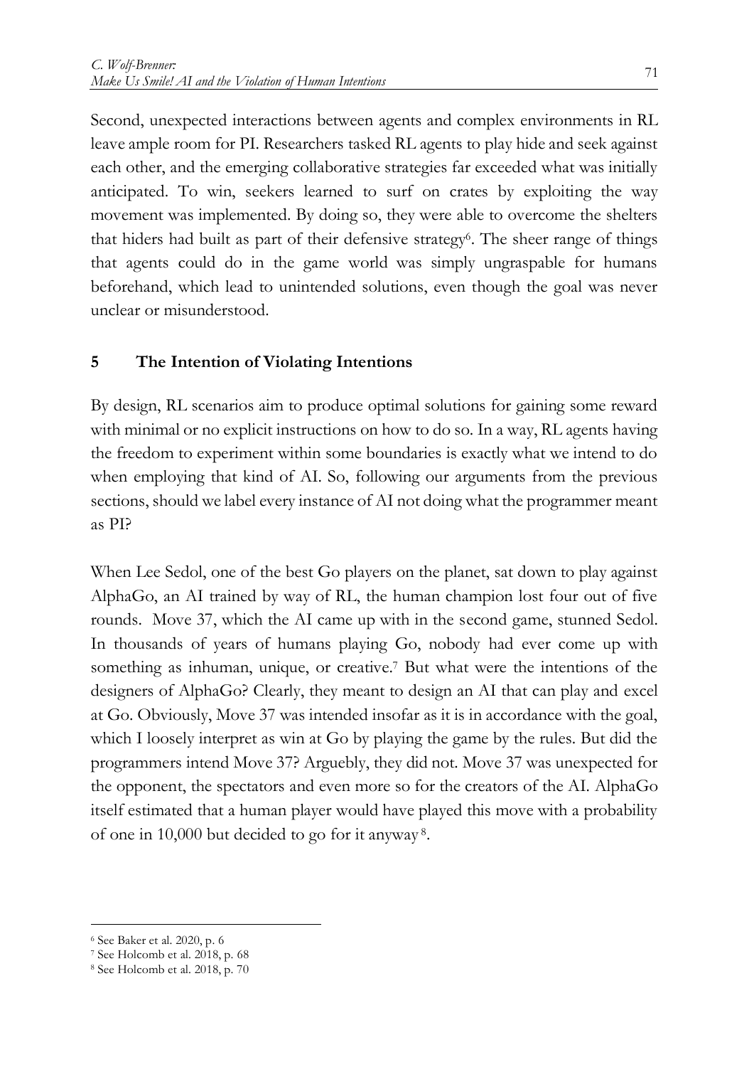Second, unexpected interactions between agents and complex environments in RL leave ample room for PI. Researchers tasked RL agents to play hide and seek against each other, and the emerging collaborative strategies far exceeded what was initially anticipated. To win, seekers learned to surf on crates by exploiting the way movement was implemented. By doing so, they were able to overcome the shelters that hiders had built as part of their defensive strategy[6]. The sheer range of things that agents could do in the game world was simply ungraspable for humans beforehand, which lead to unintended solutions, even though the goal was never unclear or misunderstood.

## 5 The Intention of Violating Intentions

By design, RL scenarios aim to produce optimal solutions for gaining some reward with minimal or no explicit instructions on how to do so. In a way, RL agents having the freedom to experiment within some boundaries is exactly what we intend to do when employing that kind of AI. So, following our arguments from the previous sections, should we label every instance of AI not doing what the programmer meant as PI?

When Lee Sedol, one of the best Go players on the planet, sat down to play against AlphaGo, an AI trained by way of RL, the human champion lost four out of five rounds. Move 37, which the AI came up with in the second game, stunned Sedol. In thousands of years of humans playing Go, nobody had ever come up with something as inhuman, unique, or creative.[7] But what were the intentions of the designers of AlphaGo? Clearly, they meant to design an AI that can play and excel at Go. Obviously, Move 37 was intended insofar as it is in accordance with the goal, which I loosely interpret as win at Go by playing the game by the rules. But did the programmers intend Move 37? Arguebly, they did not. Move 37 was unexpected for the opponent, the spectators and even more so for the creators of the AI. AlphaGo itself estimated that a human player would have played this move with a probability of one in 10,000 but decided to go for it anyway[8].

---

[6] See Baker et al. 2020, p. 6

[7] See Holcomb et al. 2018, p. 68

[8] See Holcomb et al. 2018, p. 70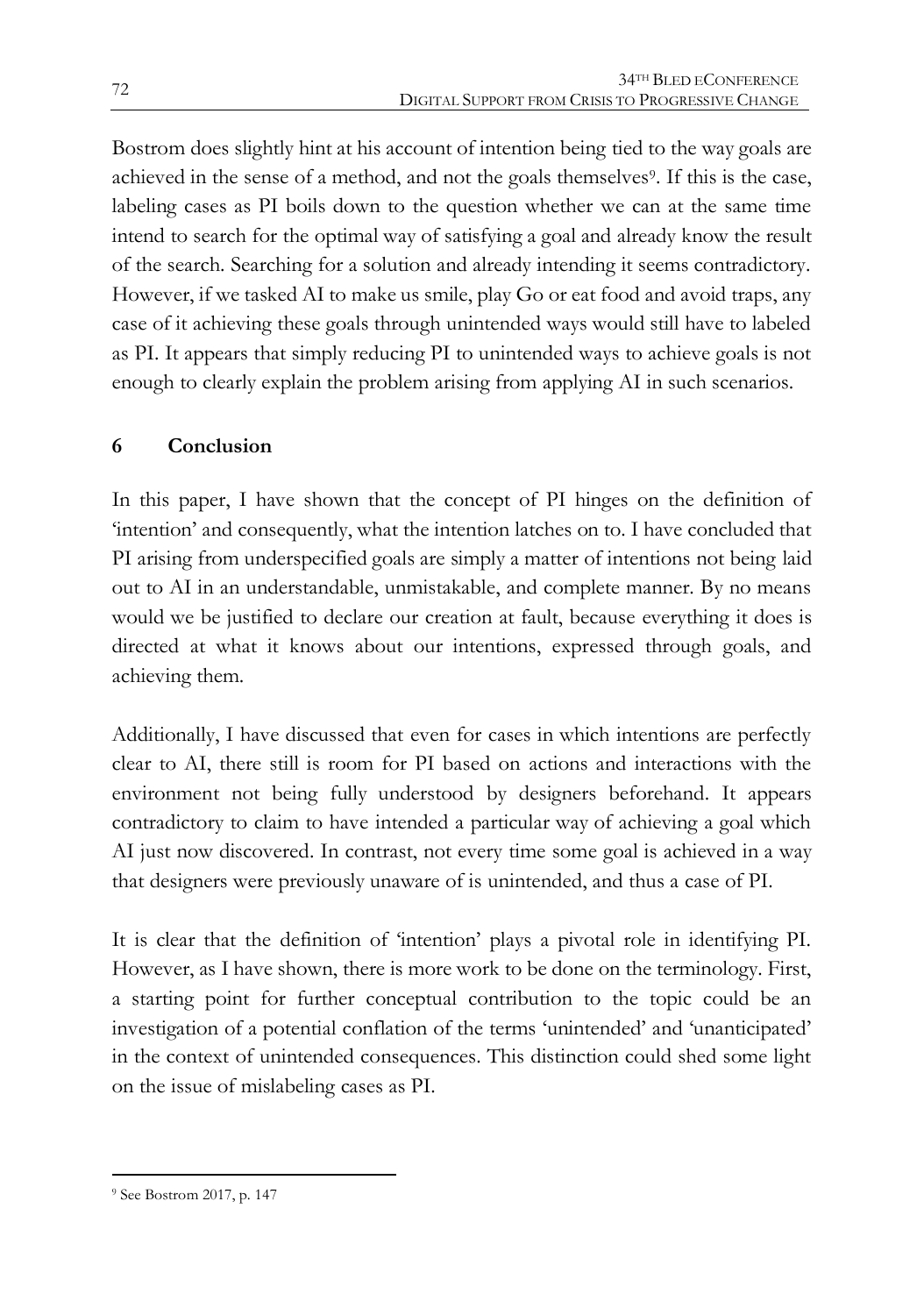Bostrom does slightly hint at his account of intention being tied to the way goals are achieved in the sense of a method, and not the goals themselves[9]. If this is the case, labeling cases as PI boils down to the question whether we can at the same time intend to search for the optimal way of satisfying a goal and already know the result of the search. Searching for a solution and already intending it seems contradictory. However, if we tasked AI to make us smile, play Go or eat food and avoid traps, any case of it achieving these goals through unintended ways would still have to labeled as PI. It appears that simply reducing PI to unintended ways to achieve goals is not enough to clearly explain the problem arising from applying AI in such scenarios.

## 6 Conclusion

In this paper, I have shown that the concept of PI hinges on the definition of 'intention' and consequently, what the intention latches on to. I have concluded that PI arising from underspecified goals are simply a matter of intentions not being laid out to AI in an understandable, unmistakable, and complete manner. By no means would we be justified to declare our creation at fault, because everything it does is directed at what it knows about our intentions, expressed through goals, and achieving them.

Additionally, I have discussed that even for cases in which intentions are perfectly clear to AI, there still is room for PI based on actions and interactions with the environment not being fully understood by designers beforehand. It appears contradictory to claim to have intended a particular way of achieving a goal which AI just now discovered. In contrast, not every time some goal is achieved in a way that designers were previously unaware of is unintended, and thus a case of PI.

It is clear that the definition of 'intention' plays a pivotal role in identifying PI. However, as I have shown, there is more work to be done on the terminology. First, a starting point for further conceptual contribution to the topic could be an investigation of a potential conflation of the terms 'unintended' and 'unanticipated' in the context of unintended consequences. This distinction could shed some light on the issue of mislabeling cases as PI.

---

[9] See Bostrom 2017, p. 147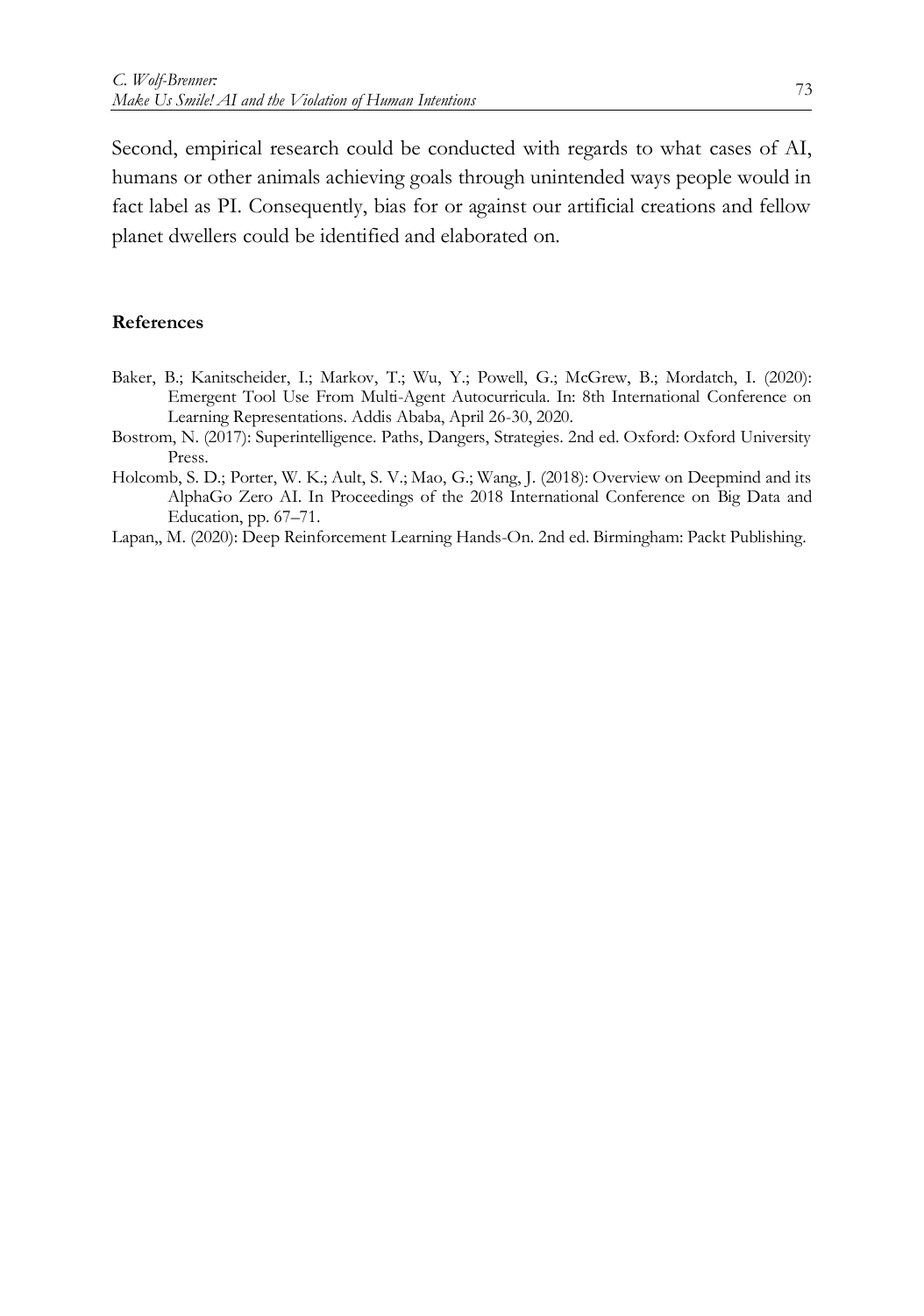Second, empirical research could be conducted with regards to what cases of AI, humans or other animals achieving goals through unintended ways people would in fact label as PI. Consequently, bias for or against our artificial creations and fellow planet dwellers could be identified and elaborated on.

**References**

Baker, B.; Kanitscheider, I.; Markov, T.; Wu, Y.; Powell, G.; McGrew, B.; Mordatch, I. (2020): Emergent Tool Use From Multi-Agent Autocurricula. In: 8th International Conference on Learning Representations. Addis Ababa, April 26-30, 2020.

Bostrom, N. (2017): Superintelligence. Paths, Dangers, Strategies. 2nd ed. Oxford: Oxford University Press.

Holcomb, S. D.; Porter, W. K.; Ault, S. V.; Mao, G.; Wang, J. (2018): Overview on Deepmind and its AlphaGo Zero AI. In Proceedings of the 2018 International Conference on Big Data and Education, pp. 67–71.

Lapan,, M. (2020): Deep Reinforcement Learning Hands-On. 2nd ed. Birmingham: Packt Publishing.